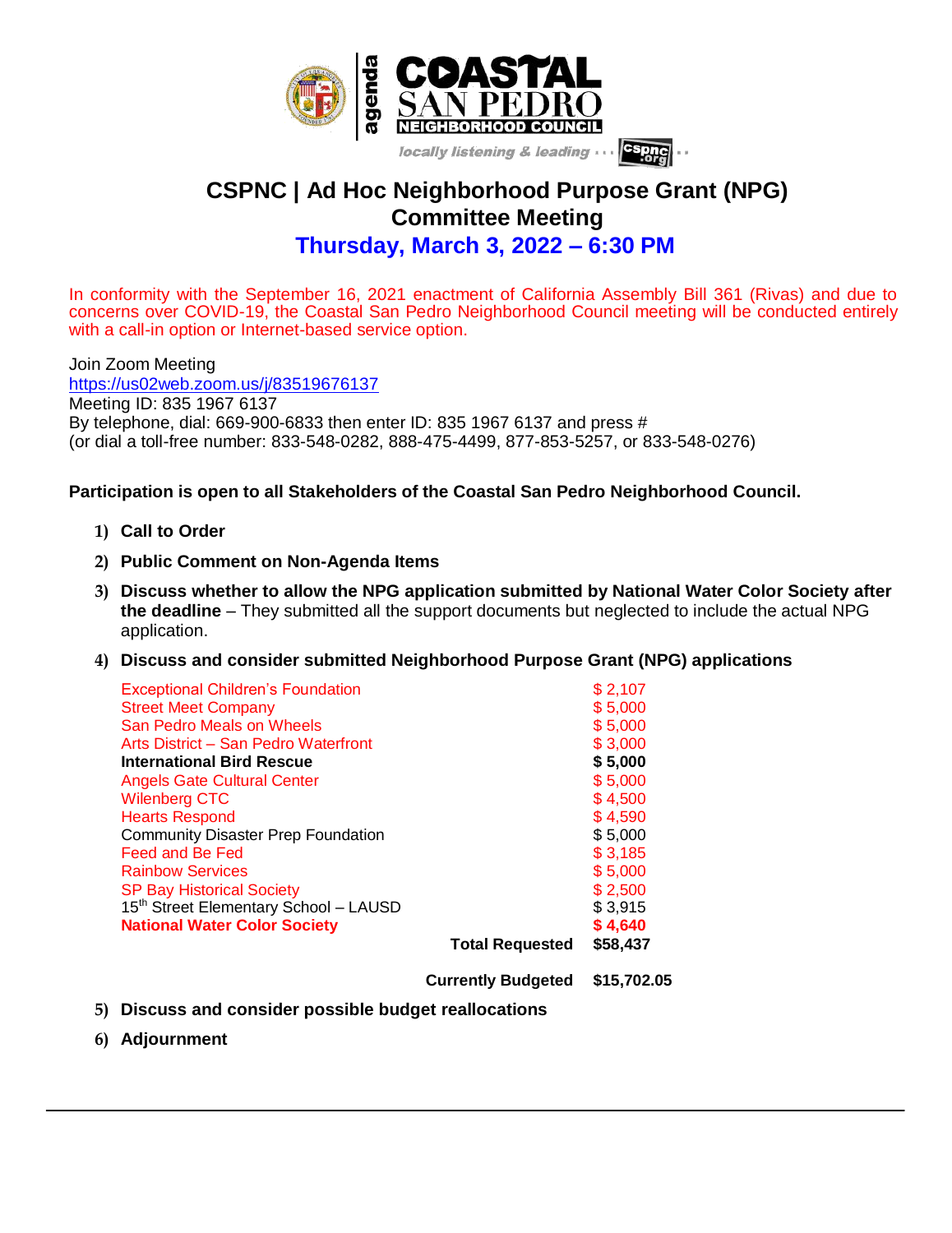agenda

**COASTAL SAN PEDRO NEIGHBORHOOD COUNCIL**

*locally listening & leading ... cspnc.org*

# CSPNC | Ad Hoc Neighborhood Purpose Grant (NPG) Committee Meeting

## Thursday, March 3, 2022 – 6:30 PM

In conformity with the September 16, 2021 enactment of California Assembly Bill 361 (Rivas) and due to concerns over COVID-19, the Coastal San Pedro Neighborhood Council meeting will be conducted entirely with a call-in option or Internet-based service option.

Join Zoom Meeting
https://us02web.zoom.us/j/83519676137
Meeting ID: 835 1967 6137
By telephone, dial: 669-900-6833 then enter ID: 835 1967 6137 and press #
(or dial a toll-free number: 833-548-0282, 888-475-4499, 877-853-5257, or 833-548-0276)

**Participation is open to all Stakeholders of the Coastal San Pedro Neighborhood Council.**

1) **Call to Order**
2) **Public Comment on Non-Agenda Items**
3) **Discuss whether to allow the NPG application submitted by National Water Color Society after the deadline** – They submitted all the support documents but neglected to include the actual NPG application.
4) **Discuss and consider submitted Neighborhood Purpose Grant (NPG) applications**

| Applicant | Amount |
|---|---|
| Exceptional Children's Foundation | $ 2,107 |
| Street Meet Company | $ 5,000 |
| San Pedro Meals on Wheels | $ 5,000 |
| Arts District – San Pedro Waterfront | $ 3,000 |
| **International Bird Rescue** | **$ 5,000** |
| Angels Gate Cultural Center | $ 5,000 |
| Wilenberg CTC | $ 4,500 |
| Hearts Respond | $ 4,590 |
| Community Disaster Prep Foundation | $ 5,000 |
| Feed and Be Fed | $ 3,185 |
| Rainbow Services | $ 5,000 |
| SP Bay Historical Society | $ 2,500 |
| 15th Street Elementary School – LAUSD | $ 3,915 |
| **National Water Color Society** | **$ 4,640** |
| **Total Requested** | **$58,437** |
| **Currently Budgeted** | **$15,702.05** |

5) **Discuss and consider possible budget reallocations**
6) **Adjournment**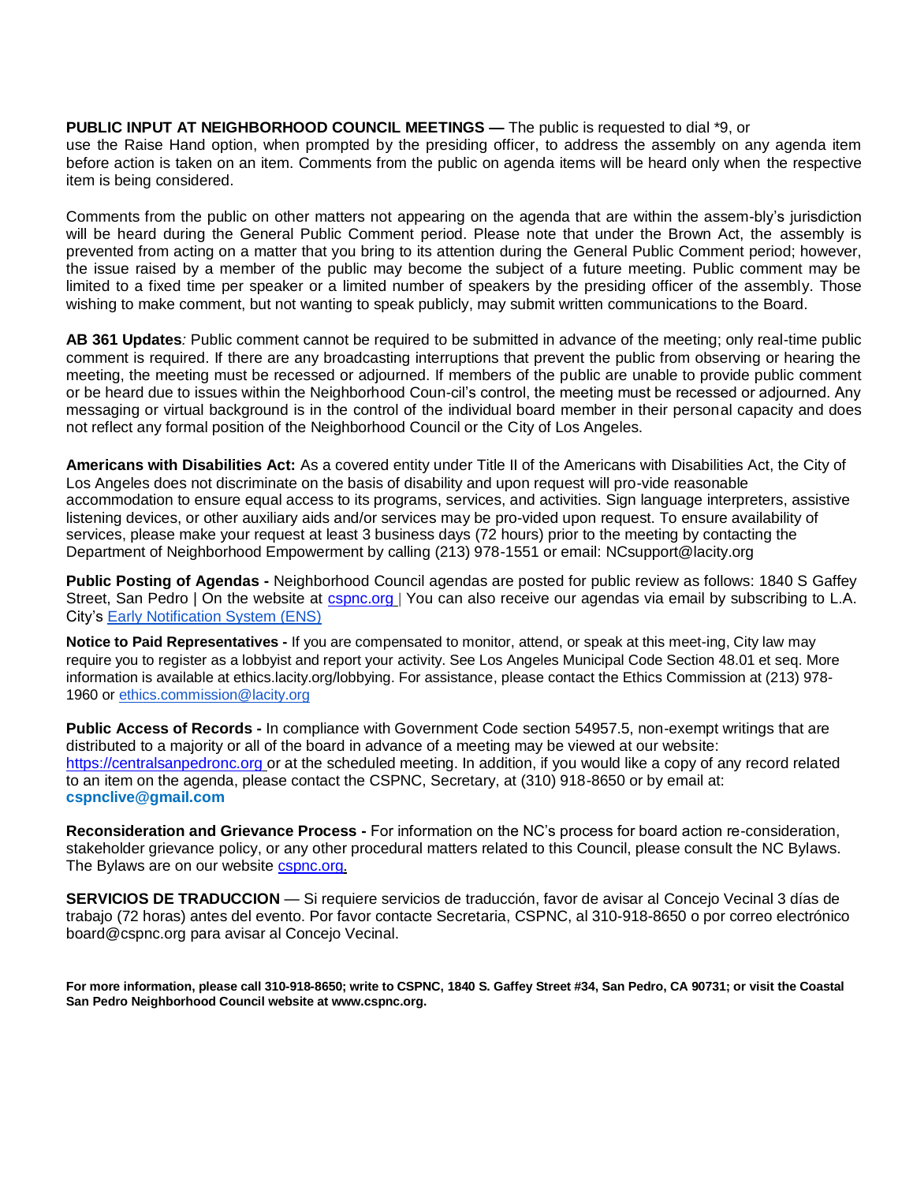**PUBLIC INPUT AT NEIGHBORHOOD COUNCIL MEETINGS —** The public is requested to dial *9, or use the Raise Hand option, when prompted by the presiding officer, to address the assembly on any agenda item before action is taken on an item. Comments from the public on agenda items will be heard only when the respective item is being considered.

Comments from the public on other matters not appearing on the agenda that are within the assem-bly's jurisdiction will be heard during the General Public Comment period. Please note that under the Brown Act, the assembly is prevented from acting on a matter that you bring to its attention during the General Public Comment period; however, the issue raised by a member of the public may become the subject of a future meeting. Public comment may be limited to a fixed time per speaker or a limited number of speakers by the presiding officer of the assembly. Those wishing to make comment, but not wanting to speak publicly, may submit written communications to the Board.

**AB 361 Updates***:* Public comment cannot be required to be submitted in advance of the meeting; only real-time public comment is required. If there are any broadcasting interruptions that prevent the public from observing or hearing the meeting, the meeting must be recessed or adjourned. If members of the public are unable to provide public comment or be heard due to issues within the Neighborhood Coun-cil's control, the meeting must be recessed or adjourned. Any messaging or virtual background is in the control of the individual board member in their personal capacity and does not reflect any formal position of the Neighborhood Council or the City of Los Angeles.

**Americans with Disabilities Act:** As a covered entity under Title II of the Americans with Disabilities Act, the City of Los Angeles does not discriminate on the basis of disability and upon request will pro-vide reasonable accommodation to ensure equal access to its programs, services, and activities. Sign language interpreters, assistive listening devices, or other auxiliary aids and/or services may be pro-vided upon request. To ensure availability of services, please make your request at least 3 business days (72 hours) prior to the meeting by contacting the Department of Neighborhood Empowerment by calling (213) 978-1551 or email: NCsupport@lacity.org

**Public Posting of Agendas -** Neighborhood Council agendas are posted for public review as follows: 1840 S Gaffey Street, San Pedro | On the website at [cspnc.org](cspnc.org) | You can also receive our agendas via email by subscribing to L.A. City's [Early Notification System (ENS)]()

**Notice to Paid Representatives -** If you are compensated to monitor, attend, or speak at this meet-ing, City law may require you to register as a lobbyist and report your activity. See Los Angeles Municipal Code Section 48.01 et seq. More information is available at ethics.lacity.org/lobbying. For assistance, please contact the Ethics Commission at (213) 978-1960 or ethics.commission@lacity.org

**Public Access of Records -** In compliance with Government Code section 54957.5, non-exempt writings that are distributed to a majority or all of the board in advance of a meeting may be viewed at our website: https://centralsanpedronc.org or at the scheduled meeting. In addition, if you would like a copy of any record related to an item on the agenda, please contact the CSPNC, Secretary, at (310) 918-8650 or by email at: **cspnclive@gmail.com**

**Reconsideration and Grievance Process -** For information on the NC's process for board action re-consideration, stakeholder grievance policy, or any other procedural matters related to this Council, please consult the NC Bylaws. The Bylaws are on our website [cspnc.org](cspnc.org).

**SERVICIOS DE TRADUCCION** — Si requiere servicios de traducción, favor de avisar al Concejo Vecinal 3 días de trabajo (72 horas) antes del evento. Por favor contacte Secretaria, CSPNC, al 310-918-8650 o por correo electrónico board@cspnc.org para avisar al Concejo Vecinal.

**For more information, please call 310-918-8650; write to CSPNC, 1840 S. Gaffey Street #34, San Pedro, CA 90731; or visit the Coastal San Pedro Neighborhood Council website at www.cspnc.org.**